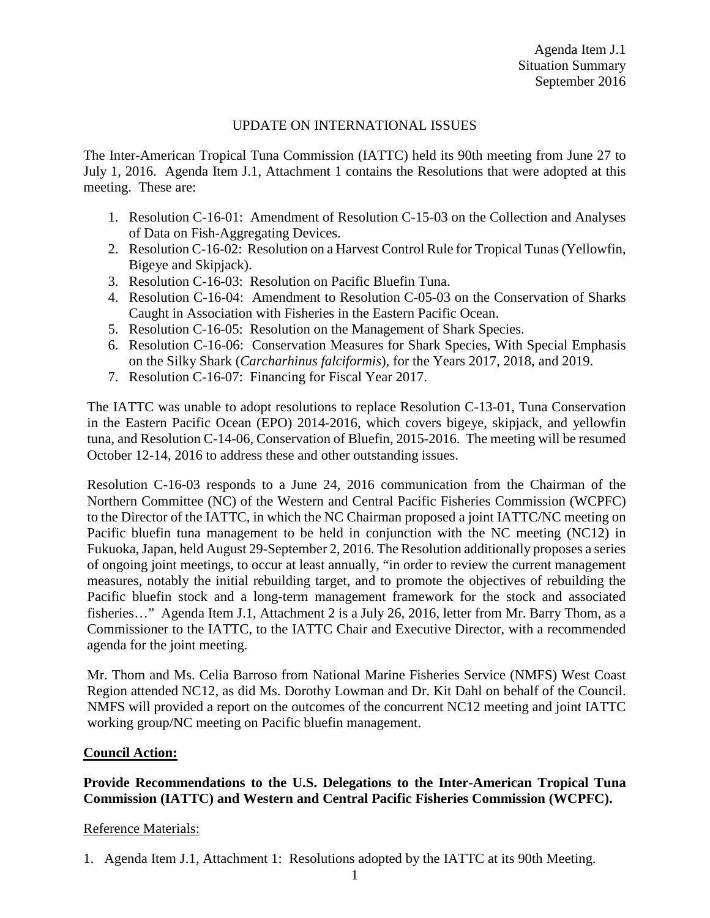Agenda Item J.1
Situation Summary
September 2016

# UPDATE ON INTERNATIONAL ISSUES

The Inter-American Tropical Tuna Commission (IATTC) held its 90th meeting from June 27 to July 1, 2016. Agenda Item J.1, Attachment 1 contains the Resolutions that were adopted at this meeting. These are:

1. Resolution C-16-01: Amendment of Resolution C-15-03 on the Collection and Analyses of Data on Fish-Aggregating Devices.
2. Resolution C-16-02: Resolution on a Harvest Control Rule for Tropical Tunas (Yellowfin, Bigeye and Skipjack).
3. Resolution C-16-03: Resolution on Pacific Bluefin Tuna.
4. Resolution C-16-04: Amendment to Resolution C-05-03 on the Conservation of Sharks Caught in Association with Fisheries in the Eastern Pacific Ocean.
5. Resolution C-16-05: Resolution on the Management of Shark Species.
6. Resolution C-16-06: Conservation Measures for Shark Species, With Special Emphasis on the Silky Shark (*Carcharhinus falciformis*), for the Years 2017, 2018, and 2019.
7. Resolution C-16-07: Financing for Fiscal Year 2017.

The IATTC was unable to adopt resolutions to replace Resolution C-13-01, Tuna Conservation in the Eastern Pacific Ocean (EPO) 2014-2016, which covers bigeye, skipjack, and yellowfin tuna, and Resolution C-14-06, Conservation of Bluefin, 2015-2016. The meeting will be resumed October 12-14, 2016 to address these and other outstanding issues.

Resolution C-16-03 responds to a June 24, 2016 communication from the Chairman of the Northern Committee (NC) of the Western and Central Pacific Fisheries Commission (WCPFC) to the Director of the IATTC, in which the NC Chairman proposed a joint IATTC/NC meeting on Pacific bluefin tuna management to be held in conjunction with the NC meeting (NC12) in Fukuoka, Japan, held August 29-September 2, 2016. The Resolution additionally proposes a series of ongoing joint meetings, to occur at least annually, "in order to review the current management measures, notably the initial rebuilding target, and to promote the objectives of rebuilding the Pacific bluefin stock and a long-term management framework for the stock and associated fisheries…" Agenda Item J.1, Attachment 2 is a July 26, 2016, letter from Mr. Barry Thom, as a Commissioner to the IATTC, to the IATTC Chair and Executive Director, with a recommended agenda for the joint meeting.

Mr. Thom and Ms. Celia Barroso from National Marine Fisheries Service (NMFS) West Coast Region attended NC12, as did Ms. Dorothy Lowman and Dr. Kit Dahl on behalf of the Council. NMFS will provided a report on the outcomes of the concurrent NC12 meeting and joint IATTC working group/NC meeting on Pacific bluefin management.

**Council Action:**

**Provide Recommendations to the U.S. Delegations to the Inter-American Tropical Tuna Commission (IATTC) and Western and Central Pacific Fisheries Commission (WCPFC).**

Reference Materials:

1. Agenda Item J.1, Attachment 1: Resolutions adopted by the IATTC at its 90th Meeting.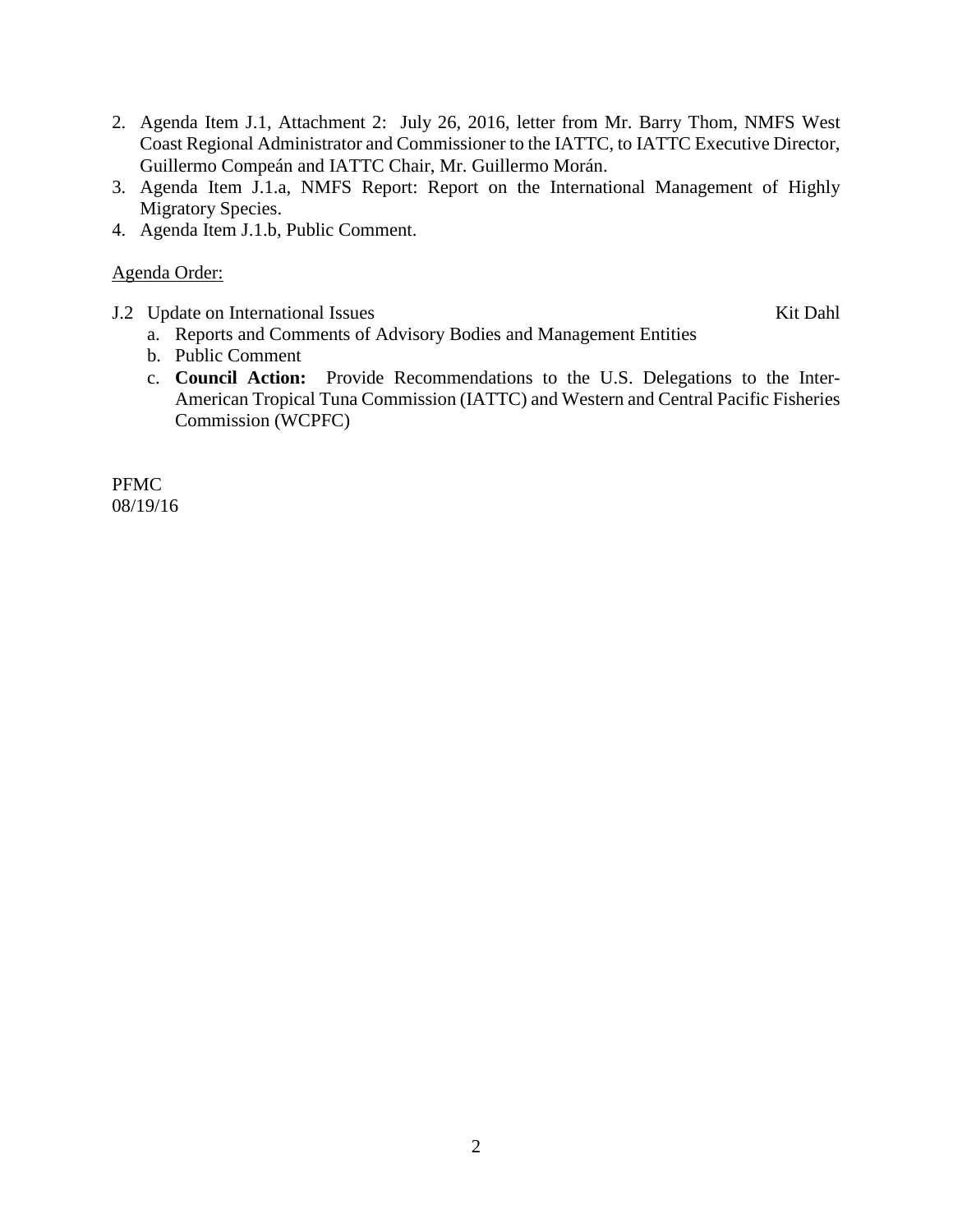2. Agenda Item J.1, Attachment 2: July 26, 2016, letter from Mr. Barry Thom, NMFS West Coast Regional Administrator and Commissioner to the IATTC, to IATTC Executive Director, Guillermo Compeán and IATTC Chair, Mr. Guillermo Morán.
3. Agenda Item J.1.a, NMFS Report: Report on the International Management of Highly Migratory Species.
4. Agenda Item J.1.b, Public Comment.

<u>Agenda Order:</u>

J.2 Update on International Issues — Kit Dahl

   a. Reports and Comments of Advisory Bodies and Management Entities
   b. Public Comment
   c. **Council Action:** Provide Recommendations to the U.S. Delegations to the Inter-American Tropical Tuna Commission (IATTC) and Western and Central Pacific Fisheries Commission (WCPFC)

PFMC
08/19/16